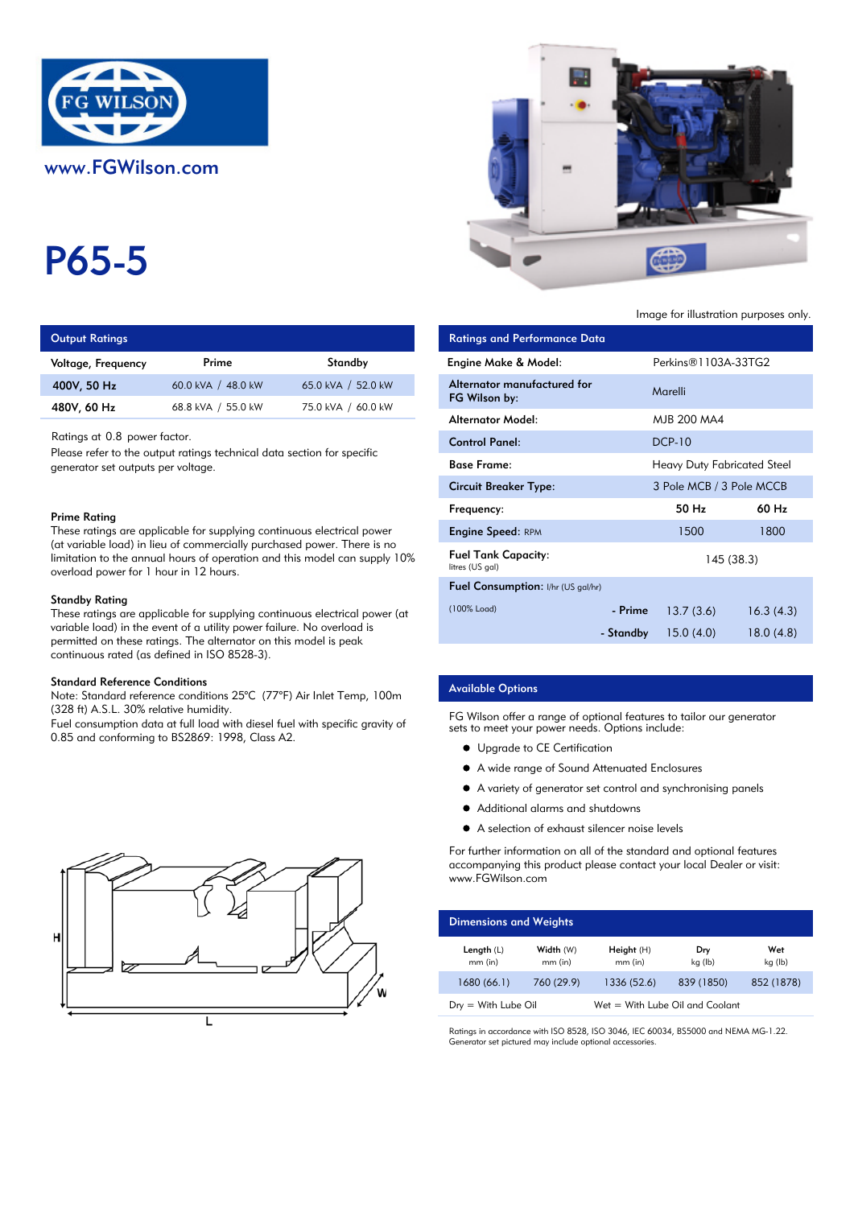FG WILSON

www.FGWilson.com

# P65-5

Image for illustration purposes only.

## Output Ratings

| Voltage, Frequency | Prime | Standby |
|---|---|---|
| 400V, 50 Hz | 60.0 kVA / 48.0 kW | 65.0 kVA / 52.0 kW |
| 480V, 60 Hz | 68.8 kVA / 55.0 kW | 75.0 kVA / 60.0 kW |

Ratings at 0.8 power factor.

Please refer to the output ratings technical data section for specific generator set outputs per voltage.

### Prime Rating

These ratings are applicable for supplying continuous electrical power (at variable load) in lieu of commercially purchased power. There is no limitation to the annual hours of operation and this model can supply 10% overload power for 1 hour in 12 hours.

### Standby Rating

These ratings are applicable for supplying continuous electrical power (at variable load) in the event of a utility power failure. No overload is permitted on these ratings. The alternator on this model is peak continuous rated (as defined in ISO 8528-3).

### Standard Reference Conditions

Note: Standard reference conditions 25°C (77°F) Air Inlet Temp, 100m (328 ft) A.S.L. 30% relative humidity.

Fuel consumption data at full load with diesel fuel with specific gravity of 0.85 and conforming to BS2869: 1998, Class A2.

## Ratings and Performance Data

| | | |
|---|---|---|
| Engine Make & Model: | Perkins®1103A-33TG2 | |
| Alternator manufactured for FG Wilson by: | Marelli | |
| Alternator Model: | MJB 200 MA4 | |
| Control Panel: | DCP-10 | |
| Base Frame: | Heavy Duty Fabricated Steel | |
| Circuit Breaker Type: | 3 Pole MCB / 3 Pole MCCB | |
| Frequency: | 50 Hz | 60 Hz |
| Engine Speed: RPM | 1500 | 1800 |
| Fuel Tank Capacity: litres (US gal) | 145 (38.3) | |
| Fuel Consumption: l/hr (US gal/hr) | | |
| (100% Load) - Prime | 13.7 (3.6) | 16.3 (4.3) |
| - Standby | 15.0 (4.0) | 18.0 (4.8) |

## Available Options

FG Wilson offer a range of optional features to tailor our generator sets to meet your power needs. Options include:

- Upgrade to CE Certification
- A wide range of Sound Attenuated Enclosures
- A variety of generator set control and synchronising panels
- Additional alarms and shutdowns
- A selection of exhaust silencer noise levels

For further information on all of the standard and optional features accompanying this product please contact your local Dealer or visit: www.FGWilson.com

## Dimensions and Weights

| Length (L) mm (in) | Width (W) mm (in) | Height (H) mm (in) | Dry kg (lb) | Wet kg (lb) |
|---|---|---|---|---|
| 1680 (66.1) | 760 (29.9) | 1336 (52.6) | 839 (1850) | 852 (1878) |

Dry = With Lube Oil    Wet = With Lube Oil and Coolant

Ratings in accordance with ISO 8528, ISO 3046, IEC 60034, BS5000 and NEMA MG-1.22.
Generator set pictured may include optional accessories.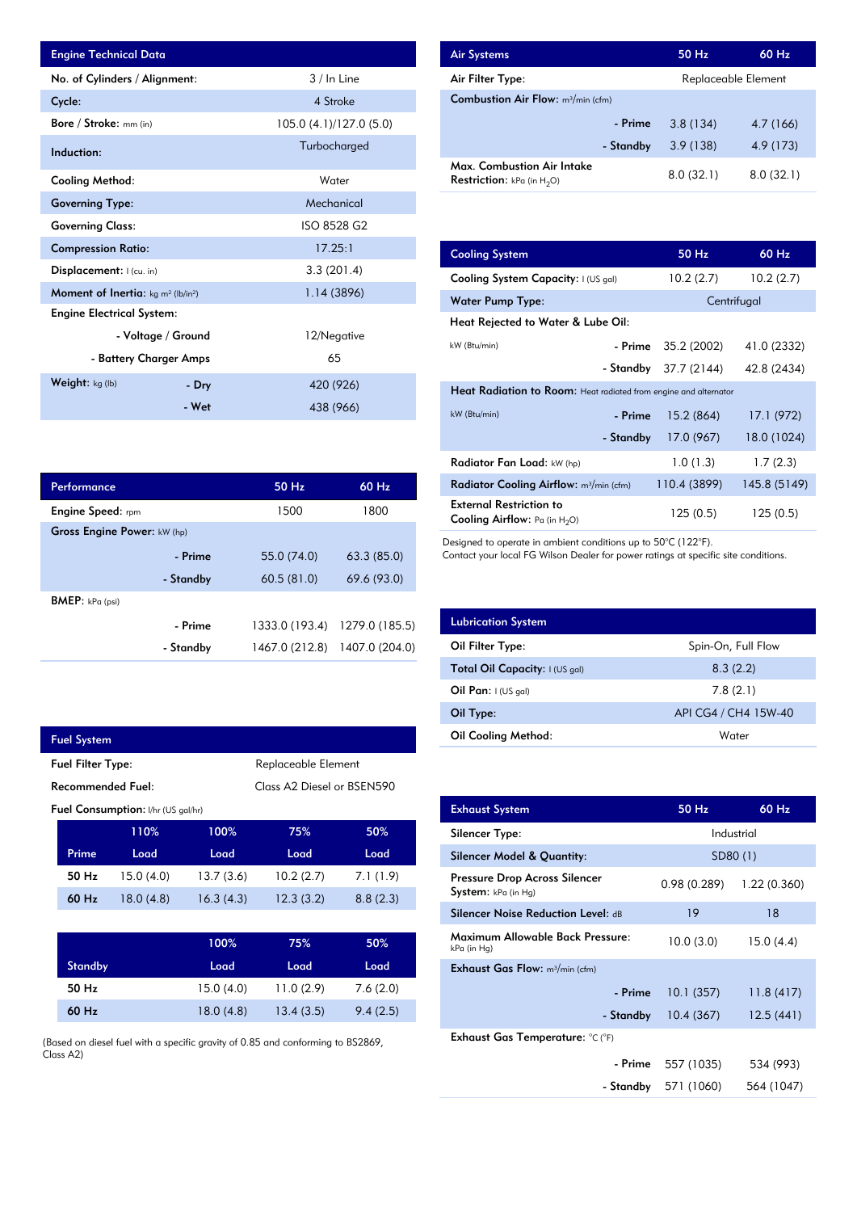## Engine Technical Data

| Engine Technical Data | | |
|---|---|---|
| No. of Cylinders / Alignment: | | 3 / In Line |
| Cycle: | | 4 Stroke |
| Bore / Stroke: mm (in) | | 105.0 (4.1)/127.0 (5.0) |
| Induction: | | Turbocharged |
| Cooling Method: | | Water |
| Governing Type: | | Mechanical |
| Governing Class: | | ISO 8528 G2 |
| Compression Ratio: | | 17.25:1 |
| Displacement: l (cu. in) | | 3.3 (201.4) |
| Moment of Inertia: kg m² (lb/in²) | | 1.14 (3896) |
| Engine Electrical System: | | |
| | - Voltage / Ground | 12/Negative |
| | - Battery Charger Amps | 65 |
| Weight: kg (lb) | - Dry | 420 (926) |
| | - Wet | 438 (966) |

## Performance

| Performance | | 50 Hz | 60 Hz |
|---|---|---|---|
| Engine Speed: rpm | | 1500 | 1800 |
| Gross Engine Power: kW (hp) | | | |
| | - Prime | 55.0 (74.0) | 63.3 (85.0) |
| | - Standby | 60.5 (81.0) | 69.6 (93.0) |
| BMEP: kPa (psi) | | | |
| | - Prime | 1333.0 (193.4) | 1279.0 (185.5) |
| | - Standby | 1467.0 (212.8) | 1407.0 (204.0) |

## Fuel System

| Fuel System | |
|---|---|
| Fuel Filter Type: | Replaceable Element |
| Recommended Fuel: | Class A2 Diesel or BSEN590 |

Fuel Consumption: l/hr (US gal/hr)

| Prime | 110% Load | 100% Load | 75% Load | 50% Load |
|---|---|---|---|---|
| 50 Hz | 15.0 (4.0) | 13.7 (3.6) | 10.2 (2.7) | 7.1 (1.9) |
| 60 Hz | 18.0 (4.8) | 16.3 (4.3) | 12.3 (3.2) | 8.8 (2.3) |

| Standby | 100% Load | 75% Load | 50% Load |
|---|---|---|---|
| 50 Hz | 15.0 (4.0) | 11.0 (2.9) | 7.6 (2.0) |
| 60 Hz | 18.0 (4.8) | 13.4 (3.5) | 9.4 (2.5) |

(Based on diesel fuel with a specific gravity of 0.85 and conforming to BS2869, Class A2)

## Air Systems

| Air Systems | | 50 Hz | 60 Hz |
|---|---|---|---|
| Air Filter Type: | | Replaceable Element | |
| Combustion Air Flow: m³/min (cfm) | | | |
| | - Prime | 3.8 (134) | 4.7 (166) |
| | - Standby | 3.9 (138) | 4.9 (173) |
| Max. Combustion Air Intake Restriction: kPa (in $H_2O$) | | 8.0 (32.1) | 8.0 (32.1) |

## Cooling System

| Cooling System | | 50 Hz | 60 Hz |
|---|---|---|---|
| Cooling System Capacity: l (US gal) | | 10.2 (2.7) | 10.2 (2.7) |
| Water Pump Type: | | Centrifugal | |
| Heat Rejected to Water & Lube Oil: | | | |
| kW (Btu/min) | - Prime | 35.2 (2002) | 41.0 (2332) |
| | - Standby | 37.7 (2144) | 42.8 (2434) |
| Heat Radiation to Room: Heat radiated from engine and alternator | | | |
| kW (Btu/min) | - Prime | 15.2 (864) | 17.1 (972) |
| | - Standby | 17.0 (967) | 18.0 (1024) |
| Radiator Fan Load: kW (hp) | | 1.0 (1.3) | 1.7 (2.3) |
| Radiator Cooling Airflow: m³/min (cfm) | | 110.4 (3899) | 145.8 (5149) |
| External Restriction to Cooling Airflow: Pa (in $H_2O$) | | 125 (0.5) | 125 (0.5) |

Designed to operate in ambient conditions up to 50°C (122°F).
Contact your local FG Wilson Dealer for power ratings at specific site conditions.

## Lubrication System

| Lubrication System | |
|---|---|
| Oil Filter Type: | Spin-On, Full Flow |
| Total Oil Capacity: l (US gal) | 8.3 (2.2) |
| Oil Pan: l (US gal) | 7.8 (2.1) |
| Oil Type: | API CG4 / CH4 15W-40 |
| Oil Cooling Method: | Water |

## Exhaust System

| Exhaust System | | 50 Hz | 60 Hz |
|---|---|---|---|
| Silencer Type: | | Industrial | |
| Silencer Model & Quantity: | | SD80 (1) | |
| Pressure Drop Across Silencer System: kPa (in Hg) | | 0.98 (0.289) | 1.22 (0.360) |
| Silencer Noise Reduction Level: dB | | 19 | 18 |
| Maximum Allowable Back Pressure: kPa (in Hg) | | 10.0 (3.0) | 15.0 (4.4) |
| Exhaust Gas Flow: m³/min (cfm) | | | |
| | - Prime | 10.1 (357) | 11.8 (417) |
| | - Standby | 10.4 (367) | 12.5 (441) |
| Exhaust Gas Temperature: °C (°F) | | | |
| | - Prime | 557 (1035) | 534 (993) |
| | - Standby | 571 (1060) | 564 (1047) |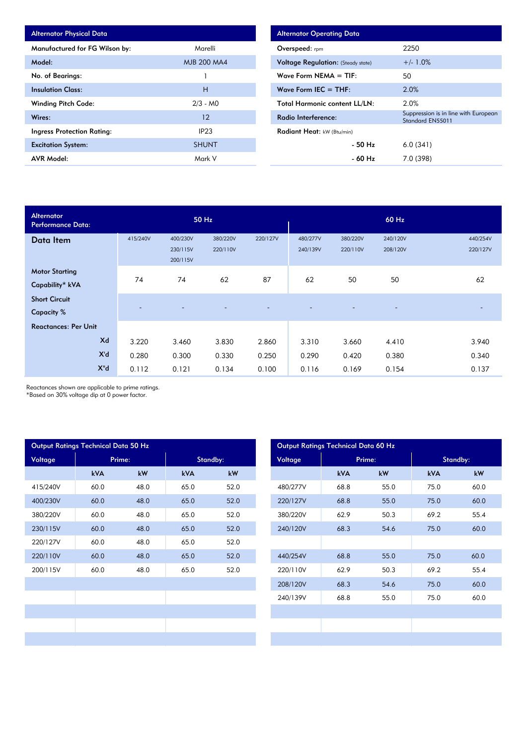| Alternator Physical Data | |
|---|---|
| **Manufactured for FG Wilson by:** | Marelli |
| **Model:** | MJB 200 MA4 |
| **No. of Bearings:** | 1 |
| **Insulation Class:** | H |
| **Winding Pitch Code:** | 2/3 - M0 |
| **Wires:** | 12 |
| **Ingress Protection Rating:** | IP23 |
| **Excitation System:** | SHUNT |
| **AVR Model:** | Mark V |

| Alternator Operating Data | |
|---|---|
| **Overspeed:** rpm | 2250 |
| **Voltage Regulation:** (Steady state) | +/- 1.0% |
| **Wave Form NEMA = TIF:** | 50 |
| **Wave Form IEC = THF:** | 2.0% |
| **Total Harmonic content LL/LN:** | 2.0% |
| **Radio Interference:** | Suppression is in line with European Standard EN55011 |
| **Radiant Heat:** kW (Btu/min) | |
| **- 50 Hz** | 6.0 (341) |
| **- 60 Hz** | 7.0 (398) |

| Alternator Performance Data: | 50 Hz | | | | 60 Hz | | | |
|---|---|---|---|---|---|---|---|---|
| **Data Item** | 415/240V | 400/230V 230/115V 200/115V | 380/220V 220/110V | 220/127V | 480/277V 240/139V | 380/220V 220/110V | 240/120V 208/120V | 440/254V 220/127V |
| **Motor Starting Capability* kVA** | 74 | 74 | 62 | 87 | 62 | 50 | 50 | 62 |
| **Short Circuit Capacity %** | - | - | - | - | - | - | - | - |
| **Reactances: Per Unit** | | | | | | | | |
| **Xd** | 3.220 | 3.460 | 3.830 | 2.860 | 3.310 | 3.660 | 4.410 | 3.940 |
| **X'd** | 0.280 | 0.300 | 0.330 | 0.250 | 0.290 | 0.420 | 0.380 | 0.340 |
| **X"d** | 0.112 | 0.121 | 0.134 | 0.100 | 0.116 | 0.169 | 0.154 | 0.137 |

Reactances shown are applicable to prime ratings.
*Based on 30% voltage dip at 0 power factor.

| Output Ratings Technical Data 50 Hz | | | | |
|---|---|---|---|---|
| Voltage | Prime: | | Standby: | |
| | kVA | kW | kVA | kW |
| 415/240V | 60.0 | 48.0 | 65.0 | 52.0 |
| 400/230V | 60.0 | 48.0 | 65.0 | 52.0 |
| 380/220V | 60.0 | 48.0 | 65.0 | 52.0 |
| 230/115V | 60.0 | 48.0 | 65.0 | 52.0 |
| 220/127V | 60.0 | 48.0 | 65.0 | 52.0 |
| 220/110V | 60.0 | 48.0 | 65.0 | 52.0 |
| 200/115V | 60.0 | 48.0 | 65.0 | 52.0 |

| Output Ratings Technical Data 60 Hz | | | | |
|---|---|---|---|---|
| Voltage | Prime: | | Standby: | |
| | kVA | kW | kVA | kW |
| 480/277V | 68.8 | 55.0 | 75.0 | 60.0 |
| 220/127V | 68.8 | 55.0 | 75.0 | 60.0 |
| 380/220V | 62.9 | 50.3 | 69.2 | 55.4 |
| 240/120V | 68.3 | 54.6 | 75.0 | 60.0 |
| | | | | |
| 440/254V | 68.8 | 55.0 | 75.0 | 60.0 |
| 220/110V | 62.9 | 50.3 | 69.2 | 55.4 |
| 208/120V | 68.3 | 54.6 | 75.0 | 60.0 |
| 240/139V | 68.8 | 55.0 | 75.0 | 60.0 |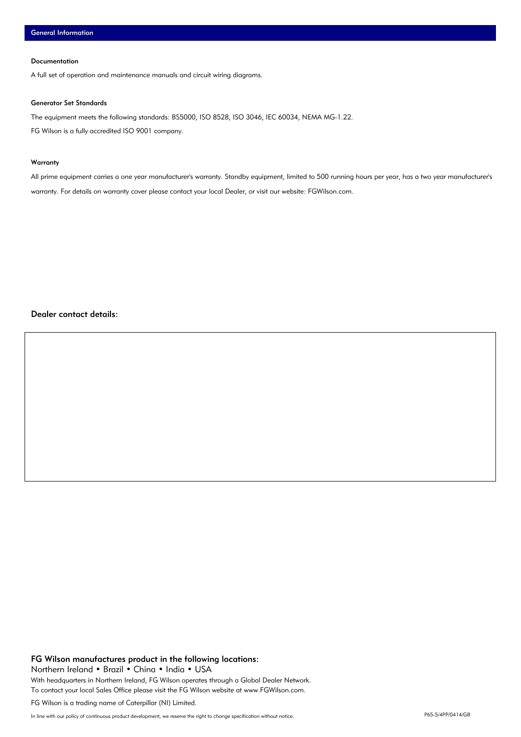## General Information

### Documentation

A full set of operation and maintenance manuals and circuit wiring diagrams.

### Generator Set Standards

The equipment meets the following standards: BS5000, ISO 8528, ISO 3046, IEC 60034, NEMA MG-1.22.

FG Wilson is a fully accredited ISO 9001 company.

### Warranty

All prime equipment carries a one year manufacturer's warranty. Standby equipment, limited to 500 running hours per year, has a two year manufacturer's warranty. For details on warranty cover please contact your local Dealer, or visit our website: FGWilson.com.

### Dealer contact details:

**FG Wilson manufactures product in the following locations:**

Northern Ireland • Brazil • China • India • USA

With headquarters in Northern Ireland, FG Wilson operates through a Global Dealer Network.
To contact your local Sales Office please visit the FG Wilson website at www.FGWilson.com.

FG Wilson is a trading name of Caterpillar (NI) Limited.

In line with our policy of continuous product development, we reserve the right to change specification without notice.

P65-5/4PP/0414/GB